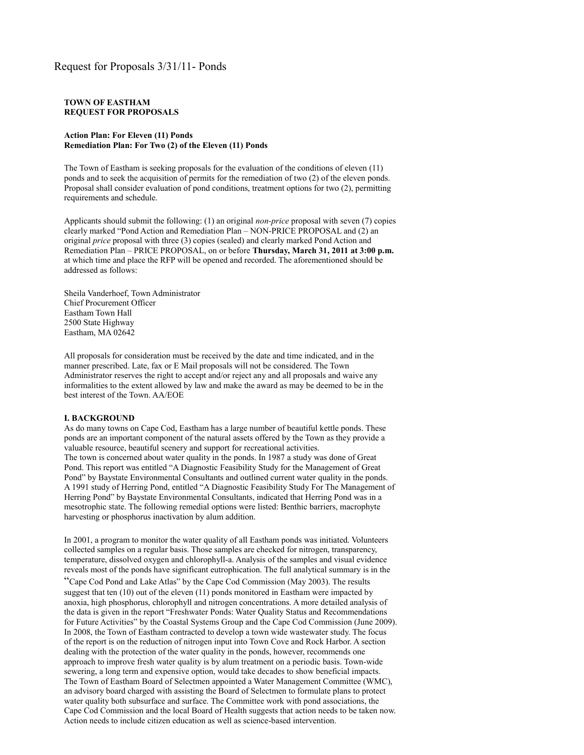# Request for Proposals 3/31/11- Ponds

**TOWN OF EASTHAM**
**REQUEST FOR PROPOSALS**

**Action Plan: For Eleven (11) Ponds**
**Remediation Plan: For Two (2) of the Eleven (11) Ponds**

The Town of Eastham is seeking proposals for the evaluation of the conditions of eleven (11) ponds and to seek the acquisition of permits for the remediation of two (2) of the eleven ponds. Proposal shall consider evaluation of pond conditions, treatment options for two (2), permitting requirements and schedule.

Applicants should submit the following: (1) an original *non-price* proposal with seven (7) copies clearly marked "Pond Action and Remediation Plan – NON-PRICE PROPOSAL and (2) an original *price* proposal with three (3) copies (sealed) and clearly marked Pond Action and Remediation Plan – PRICE PROPOSAL, on or before **Thursday, March 31, 2011 at 3:00 p.m.** at which time and place the RFP will be opened and recorded. The aforementioned should be addressed as follows:

Sheila Vanderhoef, Town Administrator
Chief Procurement Officer
Eastham Town Hall
2500 State Highway
Eastham, MA 02642

All proposals for consideration must be received by the date and time indicated, and in the manner prescribed. Late, fax or E Mail proposals will not be considered. The Town Administrator reserves the right to accept and/or reject any and all proposals and waive any informalities to the extent allowed by law and make the award as may be deemed to be in the best interest of the Town. AA/EOE

**I. BACKGROUND**

As do many towns on Cape Cod, Eastham has a large number of beautiful kettle ponds. These ponds are an important component of the natural assets offered by the Town as they provide a valuable resource, beautiful scenery and support for recreational activities.

The town is concerned about water quality in the ponds. In 1987 a study was done of Great Pond. This report was entitled "A Diagnostic Feasibility Study for the Management of Great Pond" by Baystate Environmental Consultants and outlined current water quality in the ponds. A 1991 study of Herring Pond, entitled "A Diagnostic Feasibility Study For The Management of Herring Pond" by Baystate Environmental Consultants, indicated that Herring Pond was in a mesotrophic state. The following remedial options were listed: Benthic barriers, macrophyte harvesting or phosphorus inactivation by alum addition.

In 2001, a program to monitor the water quality of all Eastham ponds was initiated. Volunteers collected samples on a regular basis. Those samples are checked for nitrogen, transparency, temperature, dissolved oxygen and chlorophyll-a. Analysis of the samples and visual evidence reveals most of the ponds have significant eutrophication. The full analytical summary is in the "Cape Cod Pond and Lake Atlas" by the Cape Cod Commission (May 2003). The results suggest that ten (10) out of the eleven (11) ponds monitored in Eastham were impacted by anoxia, high phosphorus, chlorophyll and nitrogen concentrations. A more detailed analysis of the data is given in the report "Freshwater Ponds: Water Quality Status and Recommendations for Future Activities" by the Coastal Systems Group and the Cape Cod Commission (June 2009). In 2008, the Town of Eastham contracted to develop a town wide wastewater study. The focus of the report is on the reduction of nitrogen input into Town Cove and Rock Harbor. A section dealing with the protection of the water quality in the ponds, however, recommends one approach to improve fresh water quality is by alum treatment on a periodic basis. Town-wide sewering, a long term and expensive option, would take decades to show beneficial impacts. The Town of Eastham Board of Selectmen appointed a Water Management Committee (WMC), an advisory board charged with assisting the Board of Selectmen to formulate plans to protect water quality both subsurface and surface. The Committee work with pond associations, the Cape Cod Commission and the local Board of Health suggests that action needs to be taken now. Action needs to include citizen education as well as science-based intervention.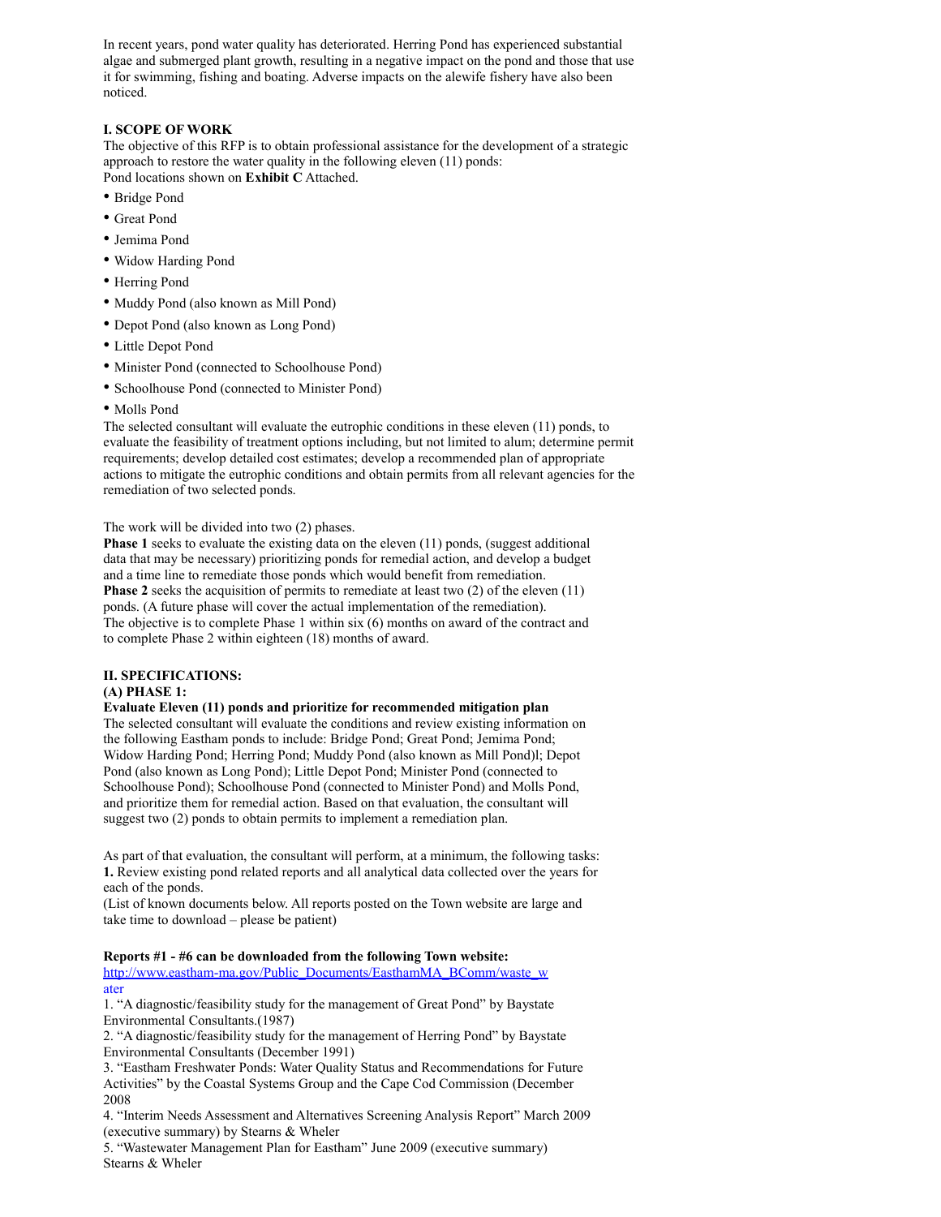In recent years, pond water quality has deteriorated. Herring Pond has experienced substantial algae and submerged plant growth, resulting in a negative impact on the pond and those that use it for swimming, fishing and boating. Adverse impacts on the alewife fishery have also been noticed.

**I. SCOPE OF WORK**

The objective of this RFP is to obtain professional assistance for the development of a strategic approach to restore the water quality in the following eleven (11) ponds:
Pond locations shown on **Exhibit C** Attached.

- Bridge Pond
- Great Pond
- Jemima Pond
- Widow Harding Pond
- Herring Pond
- Muddy Pond (also known as Mill Pond)
- Depot Pond (also known as Long Pond)
- Little Depot Pond
- Minister Pond (connected to Schoolhouse Pond)
- Schoolhouse Pond (connected to Minister Pond)
- Molls Pond

The selected consultant will evaluate the eutrophic conditions in these eleven (11) ponds, to evaluate the feasibility of treatment options including, but not limited to alum; determine permit requirements; develop detailed cost estimates; develop a recommended plan of appropriate actions to mitigate the eutrophic conditions and obtain permits from all relevant agencies for the remediation of two selected ponds.

The work will be divided into two (2) phases.
**Phase 1** seeks to evaluate the existing data on the eleven (11) ponds, (suggest additional data that may be necessary) prioritizing ponds for remedial action, and develop a budget and a time line to remediate those ponds which would benefit from remediation.
**Phase 2** seeks the acquisition of permits to remediate at least two (2) of the eleven (11) ponds. (A future phase will cover the actual implementation of the remediation).
The objective is to complete Phase 1 within six (6) months on award of the contract and to complete Phase 2 within eighteen (18) months of award.

**II. SPECIFICATIONS:**

**(A) PHASE 1:**

**Evaluate Eleven (11) ponds and prioritize for recommended mitigation plan**

The selected consultant will evaluate the conditions and review existing information on the following Eastham ponds to include: Bridge Pond; Great Pond; Jemima Pond; Widow Harding Pond; Herring Pond; Muddy Pond (also known as Mill Pond)l; Depot Pond (also known as Long Pond); Little Depot Pond; Minister Pond (connected to Schoolhouse Pond); Schoolhouse Pond (connected to Minister Pond) and Molls Pond, and prioritize them for remedial action. Based on that evaluation, the consultant will suggest two (2) ponds to obtain permits to implement a remediation plan.

As part of that evaluation, the consultant will perform, at a minimum, the following tasks:
**1.** Review existing pond related reports and all analytical data collected over the years for each of the ponds.
(List of known documents below. All reports posted on the Town website are large and take time to download – please be patient)

**Reports #1 - #6 can be downloaded from the following Town website:**
http://www.eastham-ma.gov/Public_Documents/EasthamMA_BComm/waste_water

1. "A diagnostic/feasibility study for the management of Great Pond" by Baystate Environmental Consultants.(1987)
2. "A diagnostic/feasibility study for the management of Herring Pond" by Baystate Environmental Consultants (December 1991)
3. "Eastham Freshwater Ponds: Water Quality Status and Recommendations for Future Activities" by the Coastal Systems Group and the Cape Cod Commission (December 2008
4. "Interim Needs Assessment and Alternatives Screening Analysis Report" March 2009 (executive summary) by Stearns & Wheler
5. "Wastewater Management Plan for Eastham" June 2009 (executive summary) Stearns & Wheler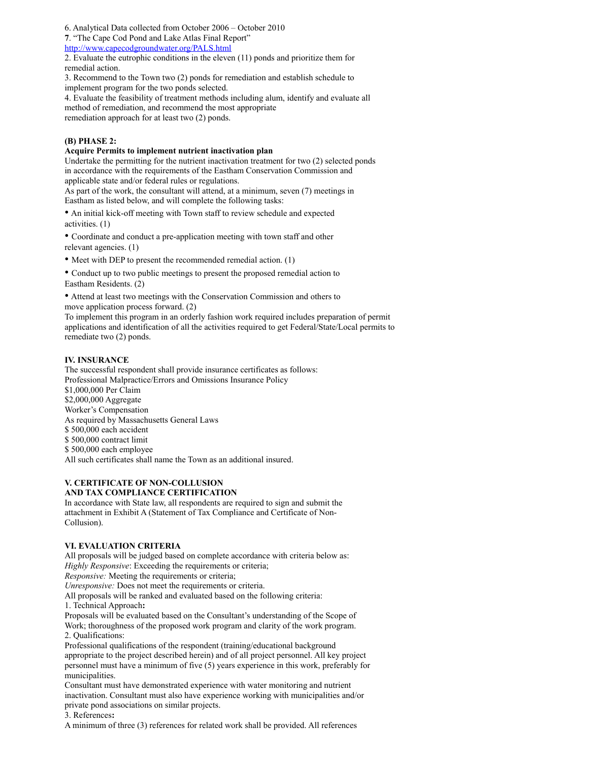6. Analytical Data collected from October 2006 – October 2010

**7**. "The Cape Cod Pond and Lake Atlas Final Report"
http://www.capecodgroundwater.org/PALS.html

2. Evaluate the eutrophic conditions in the eleven (11) ponds and prioritize them for remedial action.

3. Recommend to the Town two (2) ponds for remediation and establish schedule to implement program for the two ponds selected.

4. Evaluate the feasibility of treatment methods including alum, identify and evaluate all method of remediation, and recommend the most appropriate remediation approach for at least two (2) ponds.

**(B) PHASE 2:**

**Acquire Permits to implement nutrient inactivation plan**

Undertake the permitting for the nutrient inactivation treatment for two (2) selected ponds in accordance with the requirements of the Eastham Conservation Commission and applicable state and/or federal rules or regulations.

As part of the work, the consultant will attend, at a minimum, seven (7) meetings in Eastham as listed below, and will complete the following tasks:

- An initial kick-off meeting with Town staff to review schedule and expected activities. (1)
- Coordinate and conduct a pre-application meeting with town staff and other relevant agencies. (1)
- Meet with DEP to present the recommended remedial action. (1)
- Conduct up to two public meetings to present the proposed remedial action to Eastham Residents. (2)
- Attend at least two meetings with the Conservation Commission and others to move application process forward. (2)

To implement this program in an orderly fashion work required includes preparation of permit applications and identification of all the activities required to get Federal/State/Local permits to remediate two (2) ponds.

**IV. INSURANCE**

The successful respondent shall provide insurance certificates as follows:

Professional Malpractice/Errors and Omissions Insurance Policy
$1,000,000 Per Claim
$2,000,000 Aggregate
Worker's Compensation
As required by Massachusetts General Laws
$ 500,000 each accident
$ 500,000 contract limit
$ 500,000 each employee

All such certificates shall name the Town as an additional insured.

**V. CERTIFICATE OF NON-COLLUSION AND TAX COMPLIANCE CERTIFICATION**

In accordance with State law, all respondents are required to sign and submit the attachment in Exhibit A (Statement of Tax Compliance and Certificate of Non-Collusion).

**VI. EVALUATION CRITERIA**

All proposals will be judged based on complete accordance with criteria below as:

*Highly Responsive*: Exceeding the requirements or criteria;
*Responsive:* Meeting the requirements or criteria;
*Unresponsive:* Does not meet the requirements or criteria.

All proposals will be ranked and evaluated based on the following criteria:

1. Technical Approach**:**

Proposals will be evaluated based on the Consultant's understanding of the Scope of Work; thoroughness of the proposed work program and clarity of the work program.

2. Qualifications:

Professional qualifications of the respondent (training/educational background appropriate to the project described herein) and of all project personnel. All key project personnel must have a minimum of five (5) years experience in this work, preferably for municipalities.

Consultant must have demonstrated experience with water monitoring and nutrient inactivation. Consultant must also have experience working with municipalities and/or private pond associations on similar projects.

3. References**:**

A minimum of three (3) references for related work shall be provided. All references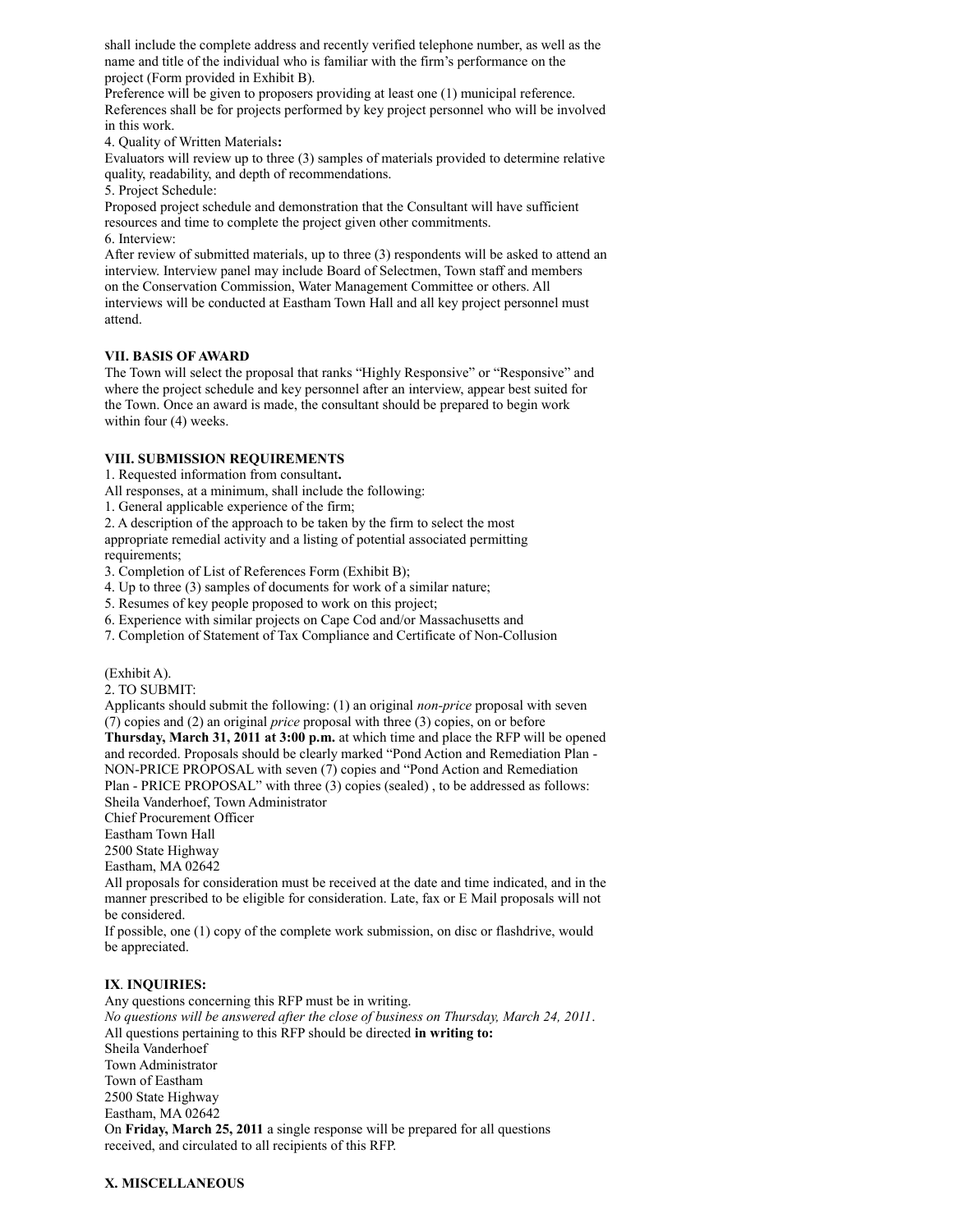shall include the complete address and recently verified telephone number, as well as the name and title of the individual who is familiar with the firm's performance on the project (Form provided in Exhibit B).

Preference will be given to proposers providing at least one (1) municipal reference. References shall be for projects performed by key project personnel who will be involved in this work.

4. Quality of Written Materials**:**

Evaluators will review up to three (3) samples of materials provided to determine relative quality, readability, and depth of recommendations.

5. Project Schedule:

Proposed project schedule and demonstration that the Consultant will have sufficient resources and time to complete the project given other commitments.

6. Interview:

After review of submitted materials, up to three (3) respondents will be asked to attend an interview. Interview panel may include Board of Selectmen, Town staff and members on the Conservation Commission, Water Management Committee or others. All interviews will be conducted at Eastham Town Hall and all key project personnel must attend.

**VII. BASIS OF AWARD**

The Town will select the proposal that ranks "Highly Responsive" or "Responsive" and where the project schedule and key personnel after an interview, appear best suited for the Town. Once an award is made, the consultant should be prepared to begin work within four (4) weeks.

**VIII. SUBMISSION REQUIREMENTS**

1. Requested information from consultant**.**

All responses, at a minimum, shall include the following:

1. General applicable experience of the firm;
2. A description of the approach to be taken by the firm to select the most appropriate remedial activity and a listing of potential associated permitting requirements;
3. Completion of List of References Form (Exhibit B);
4. Up to three (3) samples of documents for work of a similar nature;
5. Resumes of key people proposed to work on this project;
6. Experience with similar projects on Cape Cod and/or Massachusetts and
7. Completion of Statement of Tax Compliance and Certificate of Non-Collusion

(Exhibit A).

2. TO SUBMIT:

Applicants should submit the following: (1) an original *non-price* proposal with seven (7) copies and (2) an original *price* proposal with three (3) copies, on or before **Thursday, March 31, 2011 at 3:00 p.m.** at which time and place the RFP will be opened and recorded. Proposals should be clearly marked "Pond Action and Remediation Plan - NON-PRICE PROPOSAL with seven (7) copies and "Pond Action and Remediation Plan - PRICE PROPOSAL" with three (3) copies (sealed) , to be addressed as follows:

Sheila Vanderhoef, Town Administrator
Chief Procurement Officer
Eastham Town Hall
2500 State Highway
Eastham, MA 02642

All proposals for consideration must be received at the date and time indicated, and in the manner prescribed to be eligible for consideration. Late, fax or E Mail proposals will not be considered.

If possible, one (1) copy of the complete work submission, on disc or flashdrive, would be appreciated.

**IX**. **INQUIRIES:**

Any questions concerning this RFP must be in writing.

*No questions will be answered after the close of business on Thursday, March 24, 2011*.

All questions pertaining to this RFP should be directed **in writing to:**

Sheila Vanderhoef
Town Administrator
Town of Eastham
2500 State Highway
Eastham, MA 02642

On **Friday, March 25, 2011** a single response will be prepared for all questions received, and circulated to all recipients of this RFP.

**X. MISCELLANEOUS**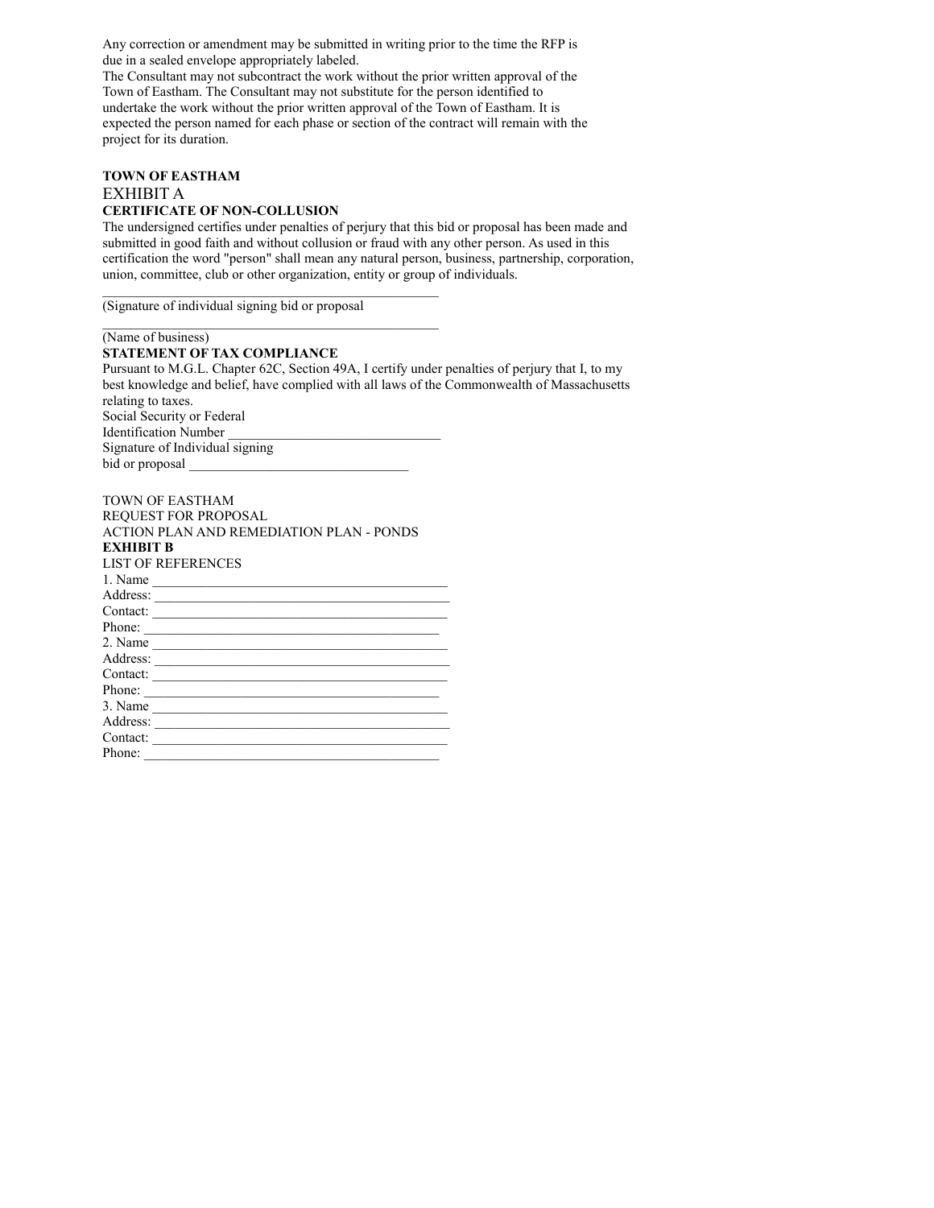Any correction or amendment may be submitted in writing prior to the time the RFP is due in a sealed envelope appropriately labeled.

The Consultant may not subcontract the work without the prior written approval of the Town of Eastham. The Consultant may not substitute for the person identified to undertake the work without the prior written approval of the Town of Eastham. It is expected the person named for each phase or section of the contract will remain with the project for its duration.

**TOWN OF EASTHAM**

EXHIBIT A

**CERTIFICATE OF NON-COLLUSION**

The undersigned certifies under penalties of perjury that this bid or proposal has been made and submitted in good faith and without collusion or fraud with any other person. As used in this certification the word "person" shall mean any natural person, business, partnership, corporation, union, committee, club or other organization, entity or group of individuals.

\_\_\_\_\_\_\_\_\_\_\_\_\_\_\_\_\_\_\_\_\_\_\_\_\_\_\_\_\_\_\_\_\_\_\_\_\_\_\_\_\_\_\_\_\_\_\_\_\_\_\_\_

(Signature of individual signing bid or proposal

\_\_\_\_\_\_\_\_\_\_\_\_\_\_\_\_\_\_\_\_\_\_\_\_\_\_\_\_\_\_\_\_\_\_\_\_\_\_\_\_\_\_\_\_\_\_\_\_\_\_\_\_

(Name of business)

**STATEMENT OF TAX COMPLIANCE**

Pursuant to M.G.L. Chapter 62C, Section 49A, I certify under penalties of perjury that I, to my best knowledge and belief, have complied with all laws of the Commonwealth of Massachusetts relating to taxes.

Social Security or Federal
Identification Number \_\_\_\_\_\_\_\_\_\_\_\_\_\_\_\_\_\_\_\_\_\_\_\_\_\_\_\_\_\_\_\_

Signature of Individual signing
bid or proposal \_\_\_\_\_\_\_\_\_\_\_\_\_\_\_\_\_\_\_\_\_\_\_\_\_\_\_\_\_\_\_\_

TOWN OF EASTHAM

REQUEST FOR PROPOSAL

ACTION PLAN AND REMEDIATION PLAN - PONDS

**EXHIBIT B**

LIST OF REFERENCES

1. Name \_\_\_\_\_\_\_\_\_\_\_\_\_\_\_\_\_\_\_\_\_\_\_\_\_\_\_\_\_\_\_\_\_\_\_\_\_\_\_\_\_\_\_\_\_

Address: \_\_\_\_\_\_\_\_\_\_\_\_\_\_\_\_\_\_\_\_\_\_\_\_\_\_\_\_\_\_\_\_\_\_\_\_\_\_\_\_\_\_\_\_\_

Contact: \_\_\_\_\_\_\_\_\_\_\_\_\_\_\_\_\_\_\_\_\_\_\_\_\_\_\_\_\_\_\_\_\_\_\_\_\_\_\_\_\_\_\_\_\_

Phone: \_\_\_\_\_\_\_\_\_\_\_\_\_\_\_\_\_\_\_\_\_\_\_\_\_\_\_\_\_\_\_\_\_\_\_\_\_\_\_\_\_\_\_\_\_

2. Name \_\_\_\_\_\_\_\_\_\_\_\_\_\_\_\_\_\_\_\_\_\_\_\_\_\_\_\_\_\_\_\_\_\_\_\_\_\_\_\_\_\_\_\_\_

Address: \_\_\_\_\_\_\_\_\_\_\_\_\_\_\_\_\_\_\_\_\_\_\_\_\_\_\_\_\_\_\_\_\_\_\_\_\_\_\_\_\_\_\_\_\_

Contact: \_\_\_\_\_\_\_\_\_\_\_\_\_\_\_\_\_\_\_\_\_\_\_\_\_\_\_\_\_\_\_\_\_\_\_\_\_\_\_\_\_\_\_\_\_

Phone: \_\_\_\_\_\_\_\_\_\_\_\_\_\_\_\_\_\_\_\_\_\_\_\_\_\_\_\_\_\_\_\_\_\_\_\_\_\_\_\_\_\_\_\_\_

3. Name \_\_\_\_\_\_\_\_\_\_\_\_\_\_\_\_\_\_\_\_\_\_\_\_\_\_\_\_\_\_\_\_\_\_\_\_\_\_\_\_\_\_\_\_\_

Address: \_\_\_\_\_\_\_\_\_\_\_\_\_\_\_\_\_\_\_\_\_\_\_\_\_\_\_\_\_\_\_\_\_\_\_\_\_\_\_\_\_\_\_\_\_

Contact: \_\_\_\_\_\_\_\_\_\_\_\_\_\_\_\_\_\_\_\_\_\_\_\_\_\_\_\_\_\_\_\_\_\_\_\_\_\_\_\_\_\_\_\_\_

Phone: \_\_\_\_\_\_\_\_\_\_\_\_\_\_\_\_\_\_\_\_\_\_\_\_\_\_\_\_\_\_\_\_\_\_\_\_\_\_\_\_\_\_\_\_\_